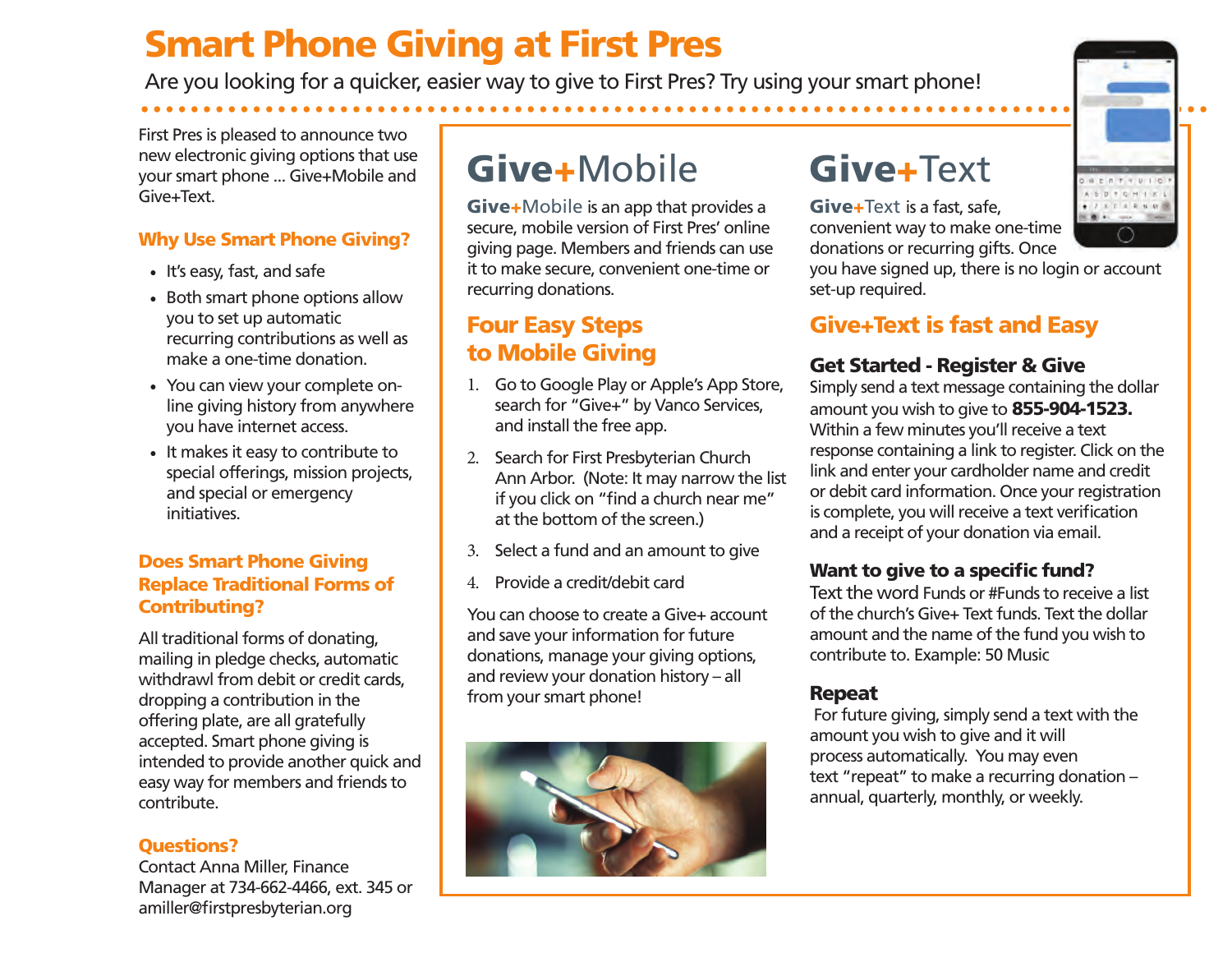# Smart Phone Giving at First Pres

Are you looking for a quicker, easier way to give to First Pres? Try using your smart phone!

First Pres is pleased to announce two new electronic giving options that use your smart phone ... Give+Mobile and Give+Text.

### Why Use Smart Phone Giving?

- It's easy, fast, and safe
- Both smart phone options allow you to set up automatic recurring contributions as well as make a one-time donation.
- You can view your complete on-line giving history from anywhere you have internet access.
- It makes it easy to contribute to special offerings, mission projects, and special or emergency initiatives.

### Does Smart Phone Giving Replace Traditional Forms of Contributing?

All traditional forms of donating, mailing in pledge checks, automatic withdrawl from debit or credit cards, dropping a contribution in the offering plate, are all gratefully accepted. Smart phone giving is intended to provide another quick and easy way for members and friends to contribute.

### Questions?

Contact Anna Miller, Finance Manager at 734-662-4466, ext. 345 or amiller@firstpresbyterian.org

## Give+Mobile

**Give+Mobile** is an app that provides a secure, mobile version of First Pres' online giving page. Members and friends can use it to make secure, convenient one-time or recurring donations.

### Four Easy Steps to Mobile Giving

1. Go to Google Play or Apple's App Store, search for "Give+" by Vanco Services, and install the free app.
2. Search for First Presbyterian Church Ann Arbor. (Note: It may narrow the list if you click on "find a church near me" at the bottom of the screen.)
3. Select a fund and an amount to give
4. Provide a credit/debit card

You can choose to create a Give+ account and save your information for future donations, manage your giving options, and review your donation history – all from your smart phone!

## Give+Text

**Give+Text** is a fast, safe, convenient way to make one-time donations or recurring gifts. Once you have signed up, there is no login or account set-up required.

### Give+Text is fast and Easy

#### Get Started - Register & Give

Simply send a text message containing the dollar amount you wish to give to **855-904-1523.** Within a few minutes you'll receive a text response containing a link to register. Click on the link and enter your cardholder name and credit or debit card information. Once your registration is complete, you will receive a text verification and a receipt of your donation via email.

#### Want to give to a specific fund?

Text the word Funds or #Funds to receive a list of the church's Give+ Text funds. Text the dollar amount and the name of the fund you wish to contribute to. Example: 50 Music

#### Repeat

For future giving, simply send a text with the amount you wish to give and it will process automatically. You may even text "repeat" to make a recurring donation – annual, quarterly, monthly, or weekly.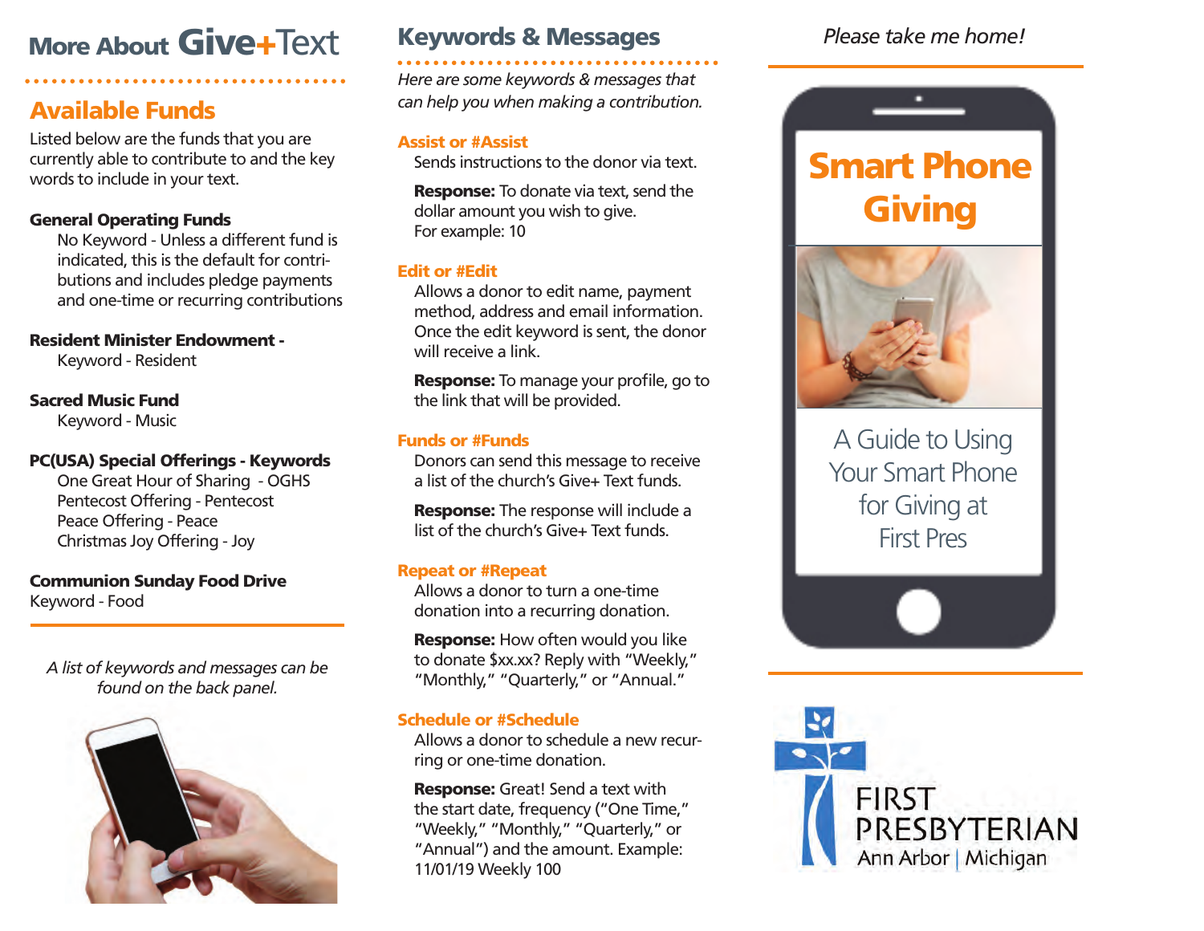## More About Give+Text

### Available Funds

Listed below are the funds that you are currently able to contribute to and the key words to include in your text.

**General Operating Funds**
No Keyword - Unless a different fund is indicated, this is the default for contributions and includes pledge payments and one-time or recurring contributions

**Resident Minister Endowment -**
Keyword - Resident

**Sacred Music Fund**
Keyword - Music

**PC(USA) Special Offerings - Keywords**
One Great Hour of Sharing - OGHS
Pentecost Offering - Pentecost
Peace Offering - Peace
Christmas Joy Offering - Joy

**Communion Sunday Food Drive**
Keyword - Food

*A list of keywords and messages can be found on the back panel.*

## Keywords & Messages

*Here are some keywords & messages that can help you when making a contribution.*

### Assist or #Assist

Sends instructions to the donor via text.

**Response:** To donate via text, send the dollar amount you wish to give. For example: 10

### Edit or #Edit

Allows a donor to edit name, payment method, address and email information. Once the edit keyword is sent, the donor will receive a link.

**Response:** To manage your profile, go to the link that will be provided.

### Funds or #Funds

Donors can send this message to receive a list of the church's Give+ Text funds.

**Response:** The response will include a list of the church's Give+ Text funds.

### Repeat or #Repeat

Allows a donor to turn a one-time donation into a recurring donation.

**Response:** How often would you like to donate $xx.xx? Reply with "Weekly," "Monthly," "Quarterly," or "Annual."

### Schedule or #Schedule

Allows a donor to schedule a new recurring or one-time donation.

**Response:** Great! Send a text with the start date, frequency ("One Time," "Weekly," "Monthly," "Quarterly," or "Annual") and the amount. Example: 11/01/19 Weekly 100

*Please take me home!*

# Smart Phone Giving

A Guide to Using Your Smart Phone for Giving at First Pres

FIRST PRESBYTERIAN
Ann Arbor | Michigan